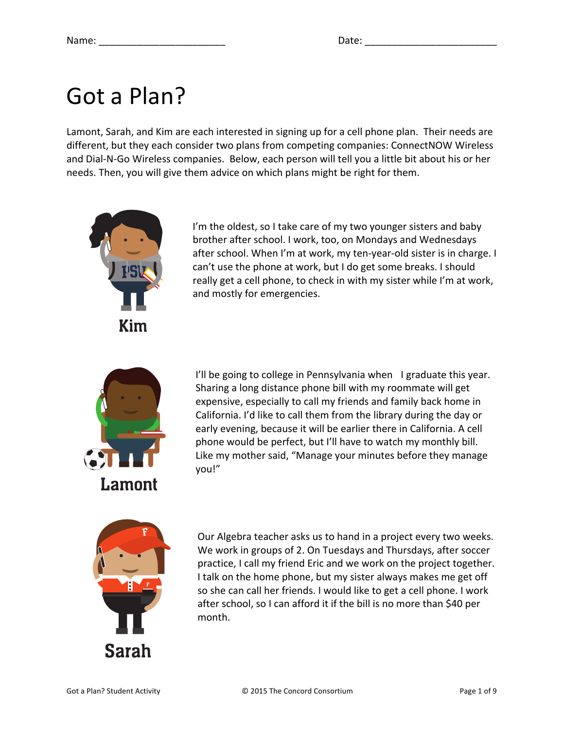Name: ________________________ Date: ________________________

# Got a Plan?

Lamont, Sarah, and Kim are each interested in signing up for a cell phone plan. Their needs are different, but they each consider two plans from competing companies: ConnectNOW Wireless and Dial-N-Go Wireless companies. Below, each person will tell you a little bit about his or her needs. Then, you will give them advice on which plans might be right for them.

**Kim**

I'm the oldest, so I take care of my two younger sisters and baby brother after school. I work, too, on Mondays and Wednesdays after school. When I'm at work, my ten-year-old sister is in charge. I can't use the phone at work, but I do get some breaks. I should really get a cell phone, to check in with my sister while I'm at work, and mostly for emergencies.

**Lamont**

I'll be going to college in Pennsylvania when I graduate this year. Sharing a long distance phone bill with my roommate will get expensive, especially to call my friends and family back home in California. I'd like to call them from the library during the day or early evening, because it will be earlier there in California. A cell phone would be perfect, but I'll have to watch my monthly bill. Like my mother said, "Manage your minutes before they manage you!"

**Sarah**

Our Algebra teacher asks us to hand in a project every two weeks. We work in groups of 2. On Tuesdays and Thursdays, after soccer practice, I call my friend Eric and we work on the project together. I talk on the home phone, but my sister always makes me get off so she can call her friends. I would like to get a cell phone. I work after school, so I can afford it if the bill is no more than $40 per month.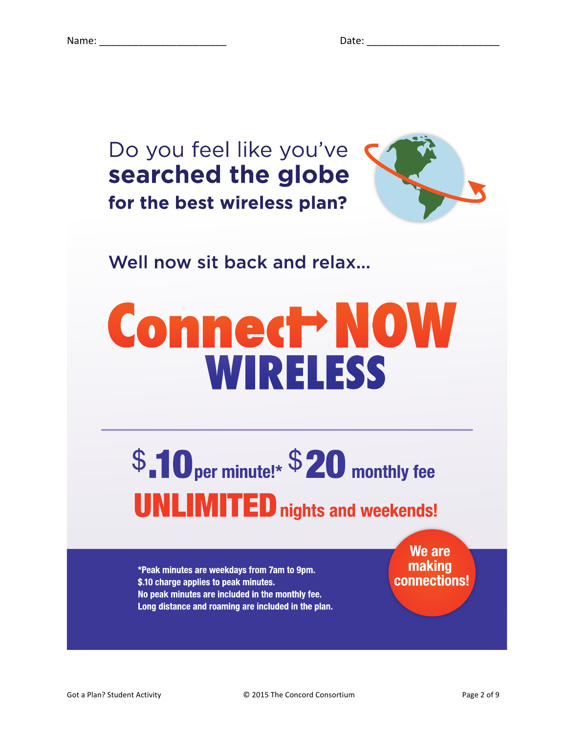Name: ________________________ Date: ________________________

Do you feel like you've **searched the globe** **for the best wireless plan?**

Well now sit back and relax...

# Connect NOW WIRELESS

---

**$.10** per minute!* **$20** monthly fee

**UNLIMITED** nights and weekends!

*Peak minutes are weekdays from 7am to 9pm.
$.10 charge applies to peak minutes.
No peak minutes are included in the monthly fee.
Long distance and roaming are included in the plan.

**We are making connections!**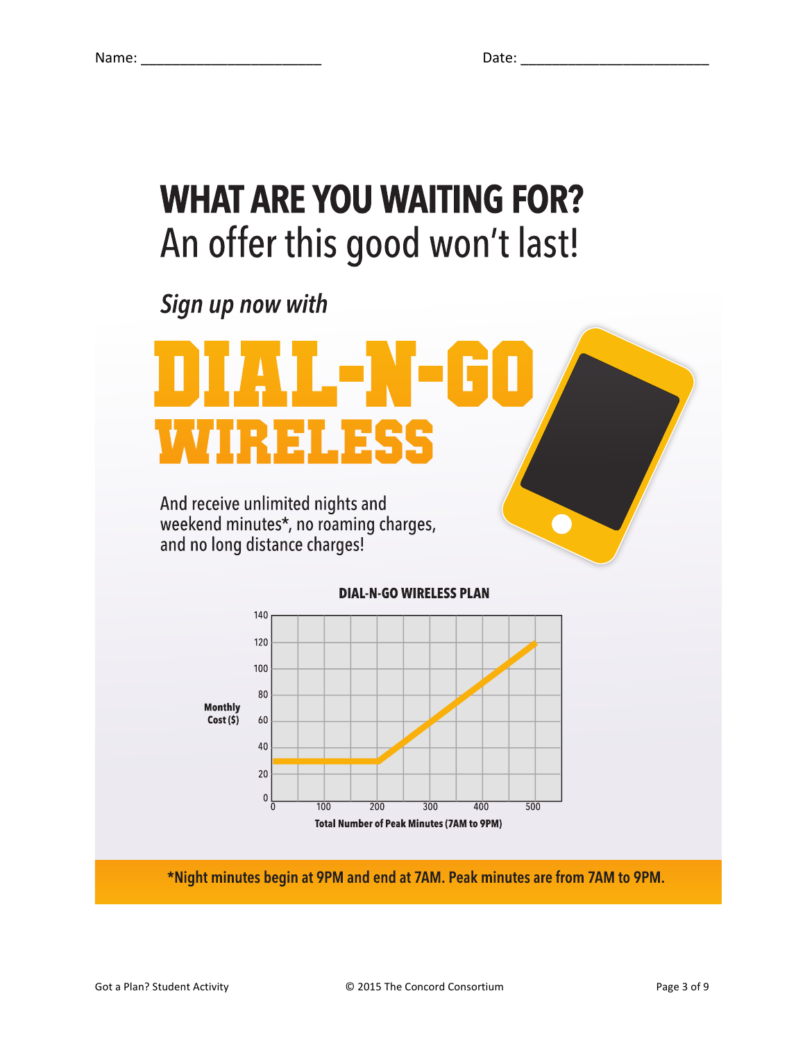Name: ________________________ Date: ________________________

# WHAT ARE YOU WAITING FOR?

## An offer this good won't last!

*Sign up now with*

# DIAL-N-GO WIRELESS

And receive unlimited nights and weekend minutes*, no roaming charges, and no long distance charges!

**DIAL-N-GO WIRELESS PLAN**

Monthly Cost ($): 0, 20, 40, 60, 80, 100, 120, 140

Total Number of Peak Minutes (7AM to 9PM): 0, 100, 200, 300, 400, 500

**\*Night minutes begin at 9PM and end at 7AM. Peak minutes are from 7AM to 9PM.**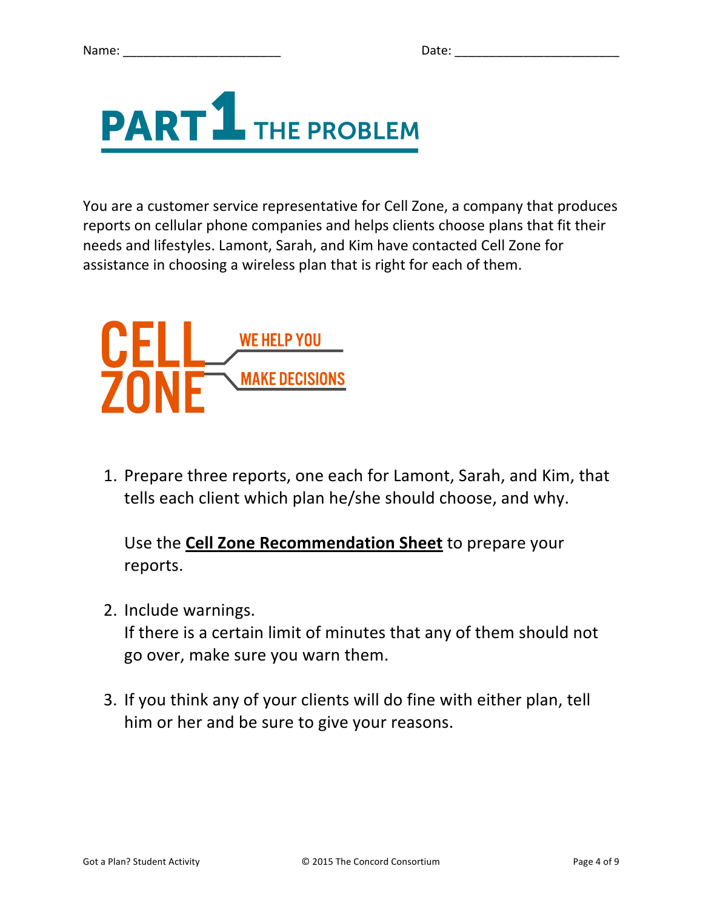Name: ______________________ Date: ______________________

# PART 1 THE PROBLEM

You are a customer service representative for Cell Zone, a company that produces reports on cellular phone companies and helps clients choose plans that fit their needs and lifestyles. Lamont, Sarah, and Kim have contacted Cell Zone for assistance in choosing a wireless plan that is right for each of them.

CELL ZONE — WE HELP YOU MAKE DECISIONS

1. Prepare three reports, one each for Lamont, Sarah, and Kim, that tells each client which plan he/she should choose, and why.

   Use the **Cell Zone Recommendation Sheet** to prepare your reports.

2. Include warnings.
   If there is a certain limit of minutes that any of them should not go over, make sure you warn them.

3. If you think any of your clients will do fine with either plan, tell him or her and be sure to give your reasons.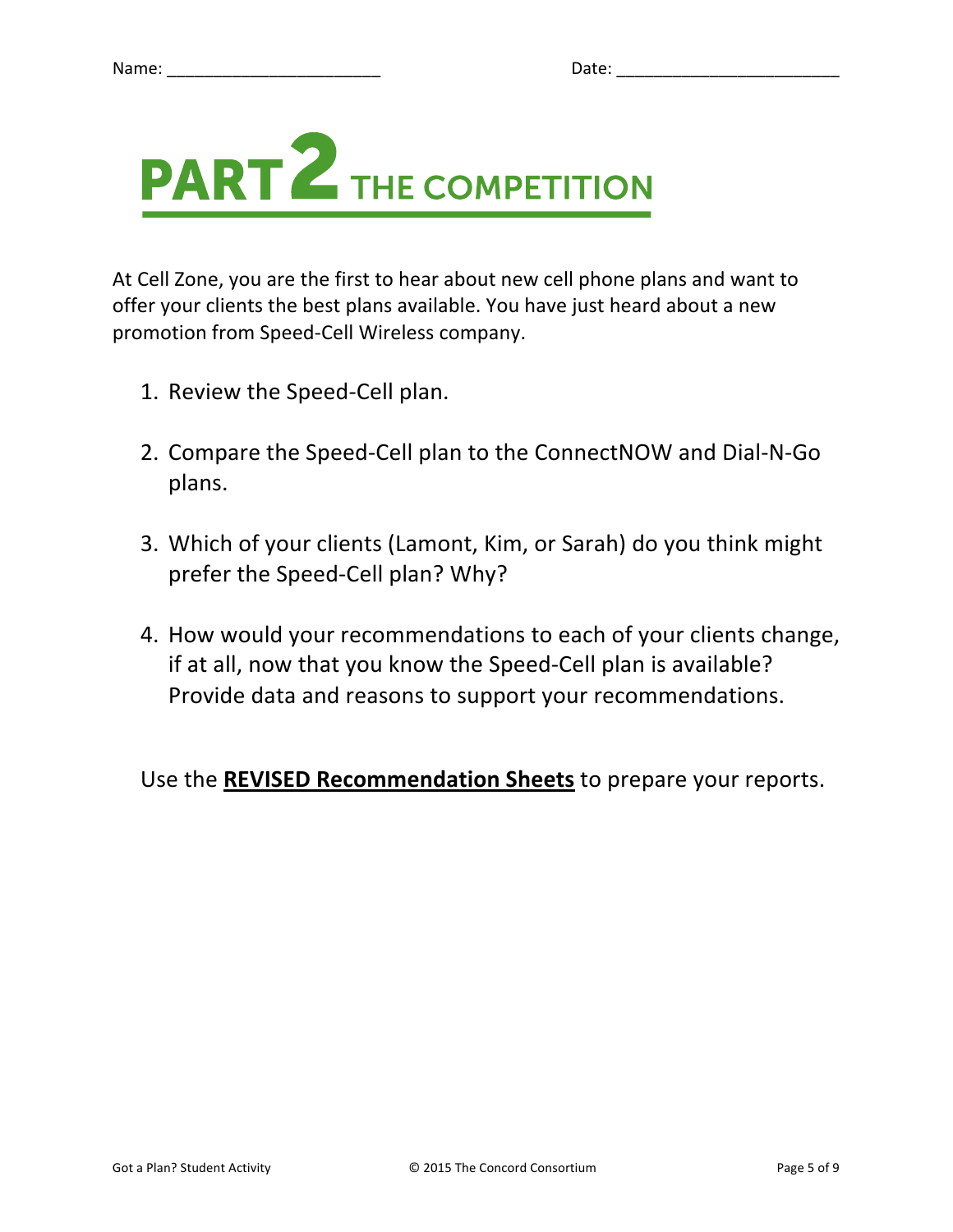Name: ______________________ Date: ______________________

# PART 2 THE COMPETITION

At Cell Zone, you are the first to hear about new cell phone plans and want to offer your clients the best plans available. You have just heard about a new promotion from Speed-Cell Wireless company.

1. Review the Speed-Cell plan.

2. Compare the Speed-Cell plan to the ConnectNOW and Dial-N-Go plans.

3. Which of your clients (Lamont, Kim, or Sarah) do you think might prefer the Speed-Cell plan? Why?

4. How would your recommendations to each of your clients change, if at all, now that you know the Speed-Cell plan is available? Provide data and reasons to support your recommendations.

Use the **REVISED Recommendation Sheets** to prepare your reports.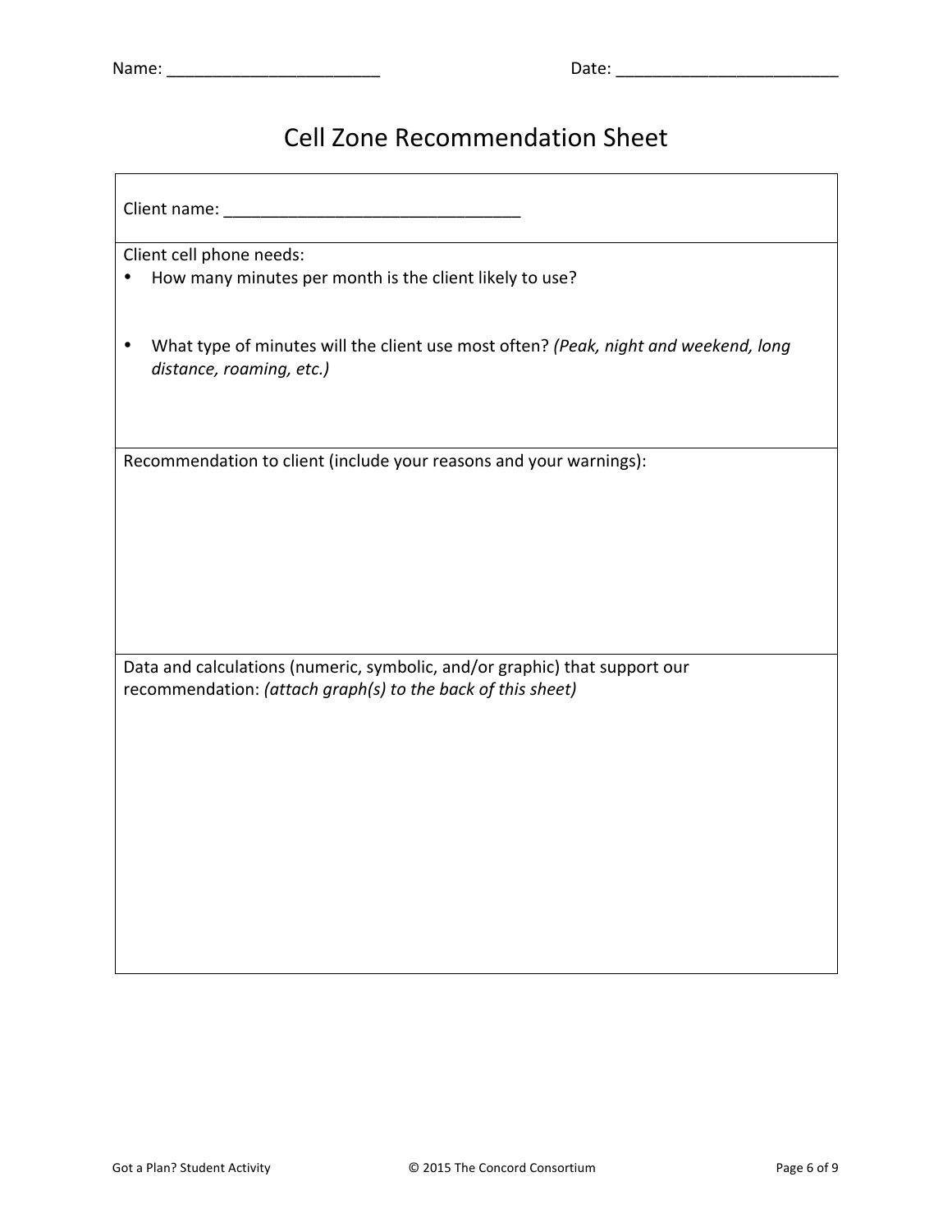Name: ________________________ Date: _________________________

# Cell Zone Recommendation Sheet

Client name: ________________________________

Client cell phone needs:

- How many minutes per month is the client likely to use?
- What type of minutes will the client use most often? *(Peak, night and weekend, long distance, roaming, etc.)*

Recommendation to client (include your reasons and your warnings):

Data and calculations (numeric, symbolic, and/or graphic) that support our recommendation: *(attach graph(s) to the back of this sheet)*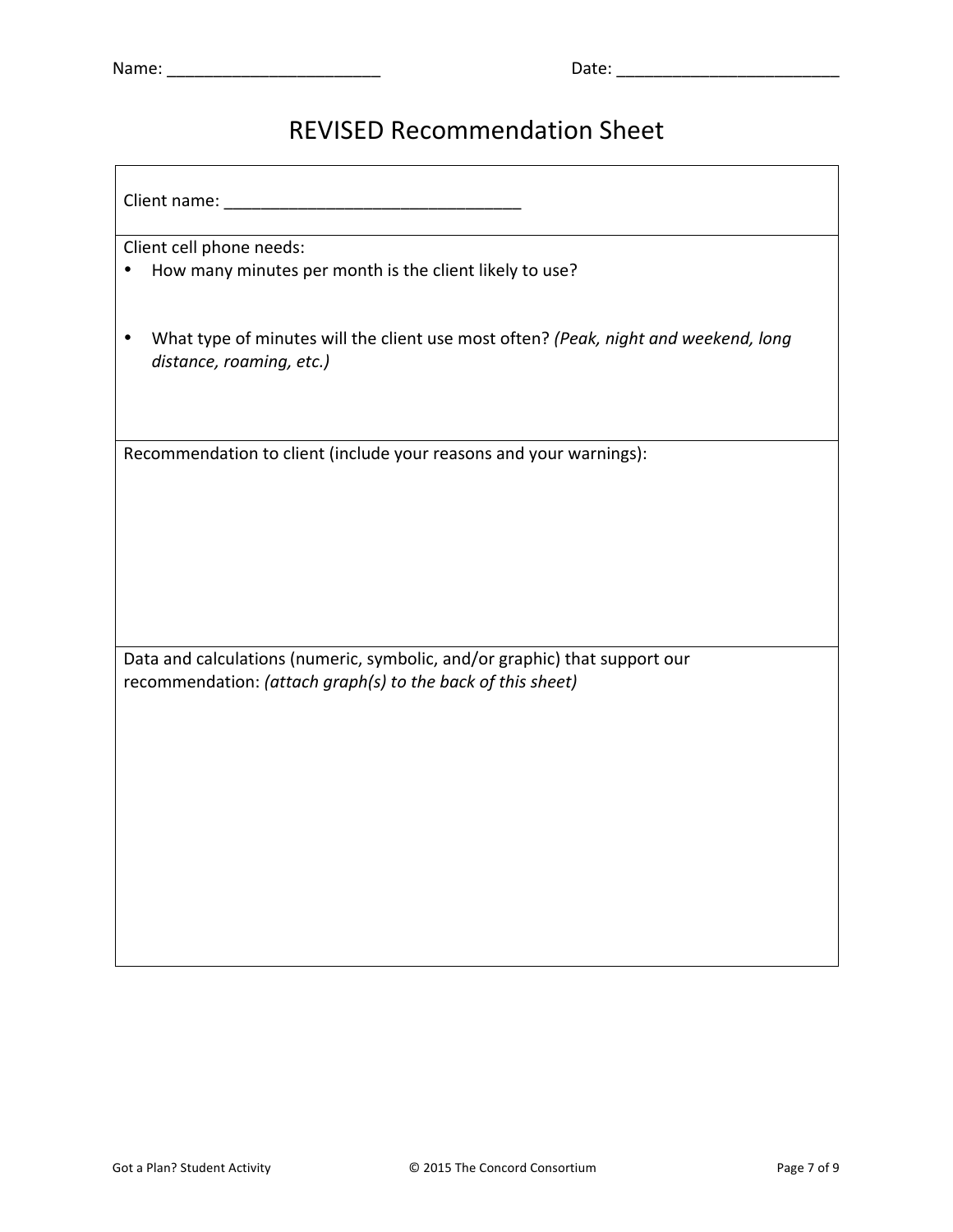Name: ________________________ Date: _________________________

# REVISED Recommendation Sheet

Client name: ________________________________

Client cell phone needs:

- How many minutes per month is the client likely to use?

- What type of minutes will the client use most often? *(Peak, night and weekend, long distance, roaming, etc.)*

Recommendation to client (include your reasons and your warnings):

Data and calculations (numeric, symbolic, and/or graphic) that support our recommendation: *(attach graph(s) to the back of this sheet)*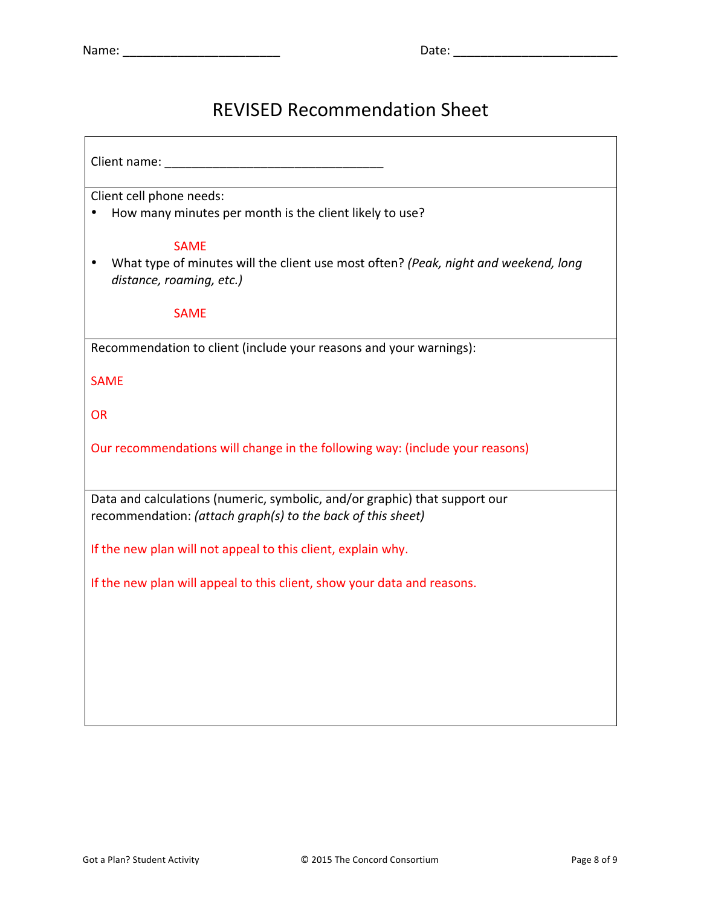Name: _______________________ Date: ________________________

# REVISED Recommendation Sheet

Client name: ________________________________

Client cell phone needs:

- How many minutes per month is the client likely to use?

  SAME

- What type of minutes will the client use most often? *(Peak, night and weekend, long distance, roaming, etc.)*

  SAME

Recommendation to client (include your reasons and your warnings):

SAME

OR

Our recommendations will change in the following way: (include your reasons)

Data and calculations (numeric, symbolic, and/or graphic) that support our recommendation: *(attach graph(s) to the back of this sheet)*

If the new plan will not appeal to this client, explain why.

If the new plan will appeal to this client, show your data and reasons.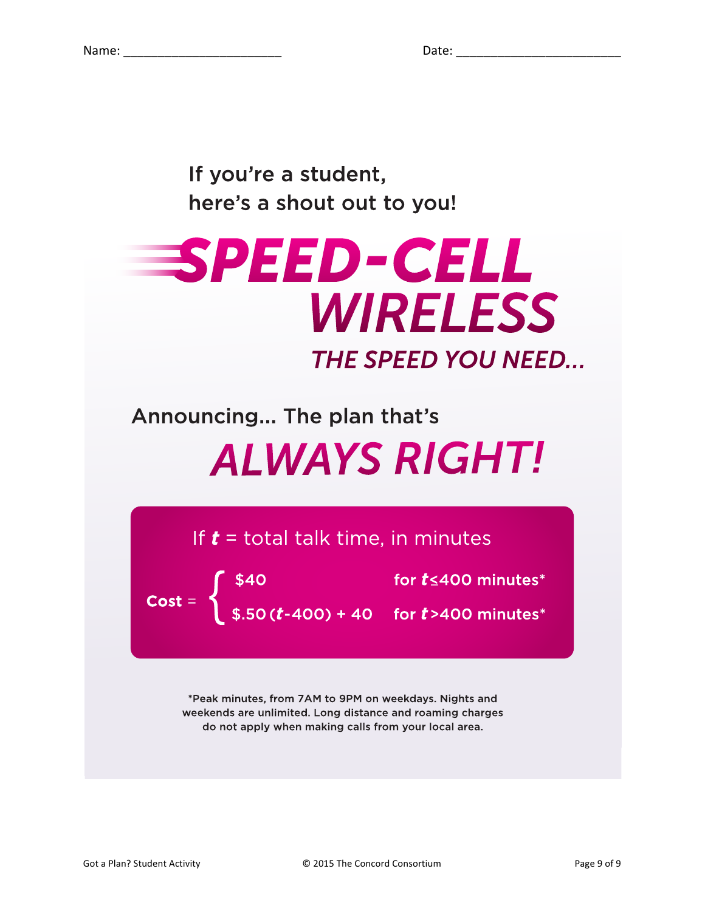Name: ________________________ Date: ________________________

If you're a student,
here's a shout out to you!

# SPEED-CELL WIRELESS

***THE SPEED YOU NEED...***

Announcing... The plan that's

## *ALWAYS RIGHT!*

If $t$ = total talk time, in minutes

$$\text{Cost} = \begin{cases} \$40 & \text{for } t \leq 400 \text{ minutes*} \\ \$.50(t-400) + 40 & \text{for } t > 400 \text{ minutes*} \end{cases}$$

*Peak minutes, from 7AM to 9PM on weekdays. Nights and weekends are unlimited. Long distance and roaming charges do not apply when making calls from your local area.

Got a Plan? Student Activity © 2015 The Concord Consortium